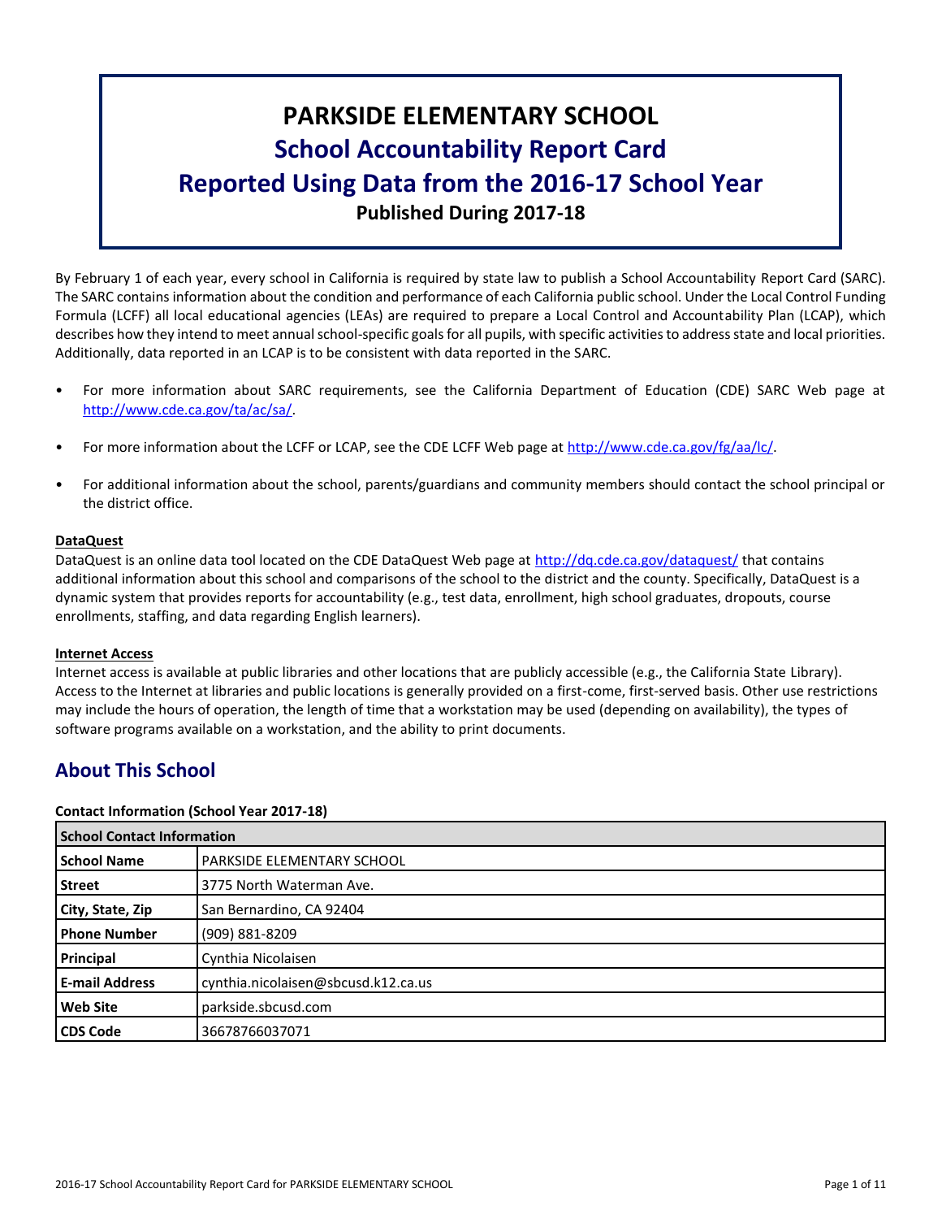# PARKSIDE ELEMENTARY SCHOOL
## School Accountability Report Card
## Reported Using Data from the 2016-17 School Year
**Published During 2017-18**

By February 1 of each year, every school in California is required by state law to publish a School Accountability Report Card (SARC). The SARC contains information about the condition and performance of each California public school. Under the Local Control Funding Formula (LCFF) all local educational agencies (LEAs) are required to prepare a Local Control and Accountability Plan (LCAP), which describes how they intend to meet annual school-specific goals for all pupils, with specific activities to address state and local priorities. Additionally, data reported in an LCAP is to be consistent with data reported in the SARC.

- For more information about SARC requirements, see the California Department of Education (CDE) SARC Web page at http://www.cde.ca.gov/ta/ac/sa/.
- For more information about the LCFF or LCAP, see the CDE LCFF Web page at http://www.cde.ca.gov/fg/aa/lc/.
- For additional information about the school, parents/guardians and community members should contact the school principal or the district office.

**DataQuest**

DataQuest is an online data tool located on the CDE DataQuest Web page at http://dq.cde.ca.gov/dataquest/ that contains additional information about this school and comparisons of the school to the district and the county. Specifically, DataQuest is a dynamic system that provides reports for accountability (e.g., test data, enrollment, high school graduates, dropouts, course enrollments, staffing, and data regarding English learners).

**Internet Access**

Internet access is available at public libraries and other locations that are publicly accessible (e.g., the California State Library). Access to the Internet at libraries and public locations is generally provided on a first-come, first-served basis. Other use restrictions may include the hours of operation, the length of time that a workstation may be used (depending on availability), the types of software programs available on a workstation, and the ability to print documents.

## About This School

**Contact Information (School Year 2017-18)**

| School Contact Information | |
|---|---|
| **School Name** | PARKSIDE ELEMENTARY SCHOOL |
| **Street** | 3775 North Waterman Ave. |
| **City, State, Zip** | San Bernardino, CA 92404 |
| **Phone Number** | (909) 881-8209 |
| **Principal** | Cynthia Nicolaisen |
| **E-mail Address** | cynthia.nicolaisen@sbcusd.k12.ca.us |
| **Web Site** | parkside.sbcusd.com |
| **CDS Code** | 36678766037071 |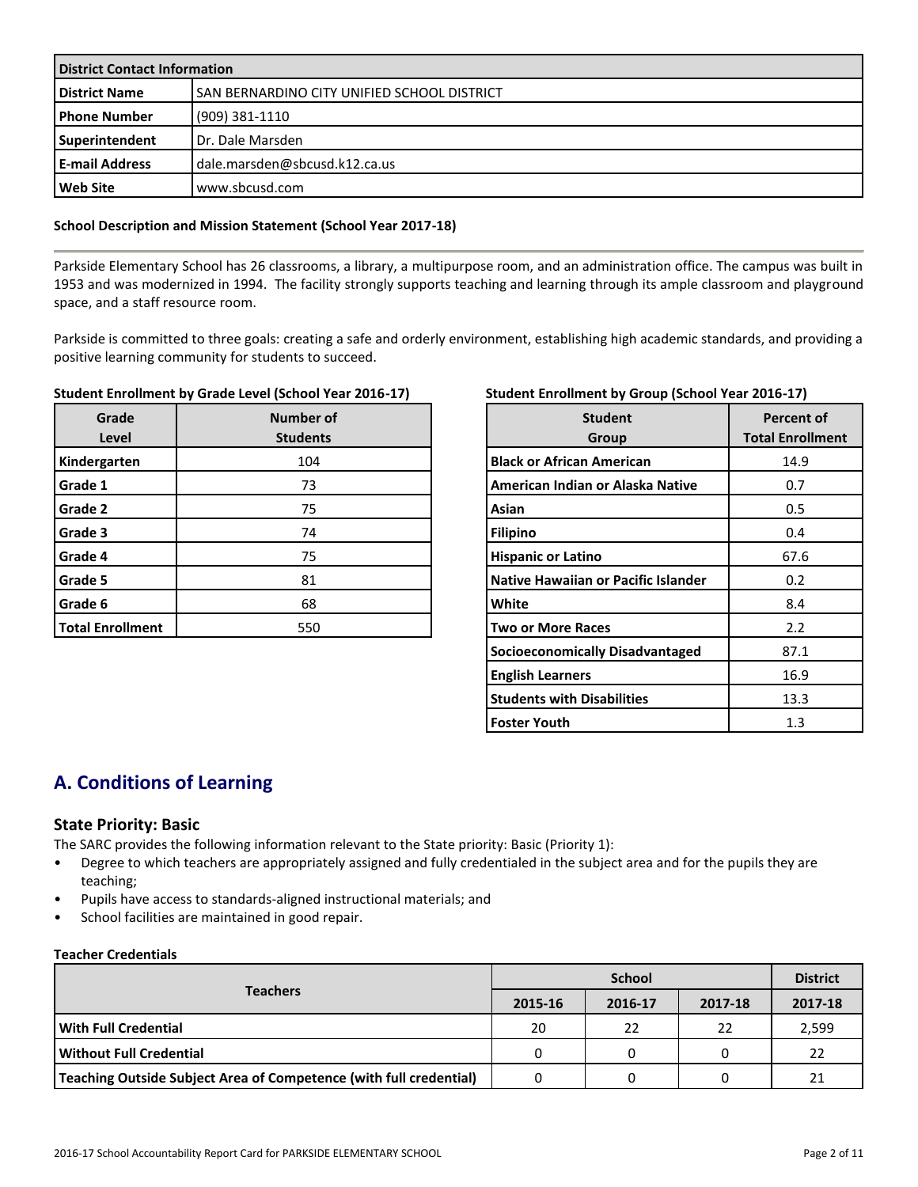| District Contact Information | |
|---|---|
| **District Name** | SAN BERNARDINO CITY UNIFIED SCHOOL DISTRICT |
| **Phone Number** | (909) 381-1110 |
| **Superintendent** | Dr. Dale Marsden |
| **E-mail Address** | dale.marsden@sbcusd.k12.ca.us |
| **Web Site** | www.sbcusd.com |

**School Description and Mission Statement (School Year 2017-18)**

Parkside Elementary School has 26 classrooms, a library, a multipurpose room, and an administration office. The campus was built in 1953 and was modernized in 1994. The facility strongly supports teaching and learning through its ample classroom and playground space, and a staff resource room.

Parkside is committed to three goals: creating a safe and orderly environment, establishing high academic standards, and providing a positive learning community for students to succeed.

**Student Enrollment by Grade Level (School Year 2016-17)**

| Grade Level | Number of Students |
|---|---|
| **Kindergarten** | 104 |
| **Grade 1** | 73 |
| **Grade 2** | 75 |
| **Grade 3** | 74 |
| **Grade 4** | 75 |
| **Grade 5** | 81 |
| **Grade 6** | 68 |
| **Total Enrollment** | 550 |

**Student Enrollment by Group (School Year 2016-17)**

| Student Group | Percent of Total Enrollment |
|---|---|
| **Black or African American** | 14.9 |
| **American Indian or Alaska Native** | 0.7 |
| **Asian** | 0.5 |
| **Filipino** | 0.4 |
| **Hispanic or Latino** | 67.6 |
| **Native Hawaiian or Pacific Islander** | 0.2 |
| **White** | 8.4 |
| **Two or More Races** | 2.2 |
| **Socioeconomically Disadvantaged** | 87.1 |
| **English Learners** | 16.9 |
| **Students with Disabilities** | 13.3 |
| **Foster Youth** | 1.3 |

## A. Conditions of Learning

### State Priority: Basic

The SARC provides the following information relevant to the State priority: Basic (Priority 1):

- Degree to which teachers are appropriately assigned and fully credentialed in the subject area and for the pupils they are teaching;
- Pupils have access to standards-aligned instructional materials; and
- School facilities are maintained in good repair.

**Teacher Credentials**

| Teachers | School | | | District |
|---|---|---|---|---|
| | 2015-16 | 2016-17 | 2017-18 | 2017-18 |
| **With Full Credential** | 20 | 22 | 22 | 2,599 |
| **Without Full Credential** | 0 | 0 | 0 | 22 |
| **Teaching Outside Subject Area of Competence (with full credential)** | 0 | 0 | 0 | 21 |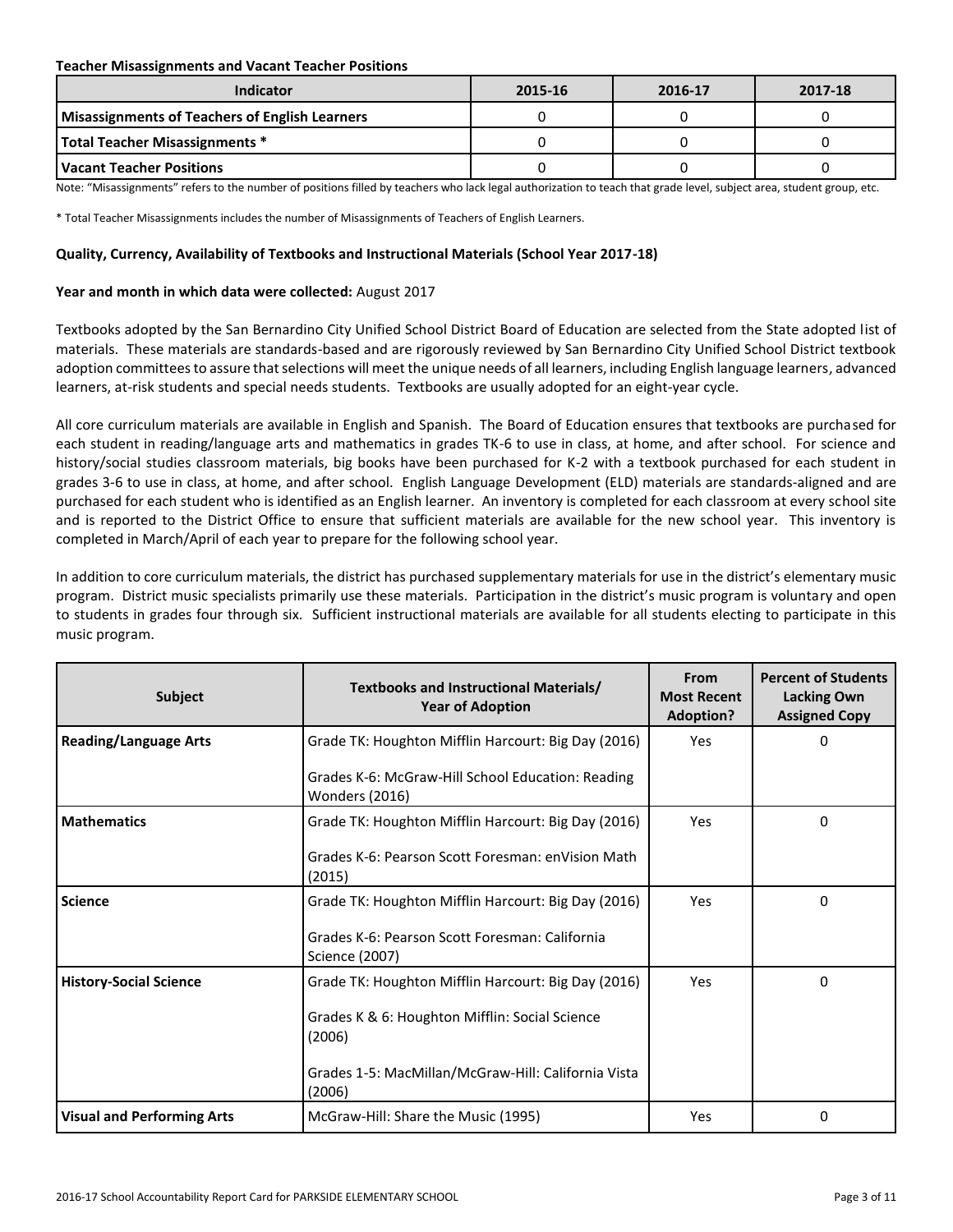**Teacher Misassignments and Vacant Teacher Positions**

| Indicator | 2015-16 | 2016-17 | 2017-18 |
|---|---|---|---|
| Misassignments of Teachers of English Learners | 0 | 0 | 0 |
| Total Teacher Misassignments * | 0 | 0 | 0 |
| Vacant Teacher Positions | 0 | 0 | 0 |

Note: "Misassignments" refers to the number of positions filled by teachers who lack legal authorization to teach that grade level, subject area, student group, etc.

* Total Teacher Misassignments includes the number of Misassignments of Teachers of English Learners.

**Quality, Currency, Availability of Textbooks and Instructional Materials (School Year 2017-18)**

**Year and month in which data were collected:** August 2017

Textbooks adopted by the San Bernardino City Unified School District Board of Education are selected from the State adopted list of materials. These materials are standards-based and are rigorously reviewed by San Bernardino City Unified School District textbook adoption committees to assure that selections will meet the unique needs of all learners, including English language learners, advanced learners, at-risk students and special needs students. Textbooks are usually adopted for an eight-year cycle.

All core curriculum materials are available in English and Spanish. The Board of Education ensures that textbooks are purchased for each student in reading/language arts and mathematics in grades TK-6 to use in class, at home, and after school. For science and history/social studies classroom materials, big books have been purchased for K-2 with a textbook purchased for each student in grades 3-6 to use in class, at home, and after school. English Language Development (ELD) materials are standards-aligned and are purchased for each student who is identified as an English learner. An inventory is completed for each classroom at every school site and is reported to the District Office to ensure that sufficient materials are available for the new school year. This inventory is completed in March/April of each year to prepare for the following school year.

In addition to core curriculum materials, the district has purchased supplementary materials for use in the district's elementary music program. District music specialists primarily use these materials. Participation in the district's music program is voluntary and open to students in grades four through six. Sufficient instructional materials are available for all students electing to participate in this music program.

| Subject | Textbooks and Instructional Materials/ Year of Adoption | From Most Recent Adoption? | Percent of Students Lacking Own Assigned Copy |
|---|---|---|---|
| Reading/Language Arts | Grade TK: Houghton Mifflin Harcourt: Big Day (2016)<br><br>Grades K-6: McGraw-Hill School Education: Reading Wonders (2016) | Yes | 0 |
| Mathematics | Grade TK: Houghton Mifflin Harcourt: Big Day (2016)<br><br>Grades K-6: Pearson Scott Foresman: enVision Math (2015) | Yes | 0 |
| Science | Grade TK: Houghton Mifflin Harcourt: Big Day (2016)<br><br>Grades K-6: Pearson Scott Foresman: California Science (2007) | Yes | 0 |
| History-Social Science | Grade TK: Houghton Mifflin Harcourt: Big Day (2016)<br><br>Grades K & 6: Houghton Mifflin: Social Science (2006)<br><br>Grades 1-5: MacMillan/McGraw-Hill: California Vista (2006) | Yes | 0 |
| Visual and Performing Arts | McGraw-Hill: Share the Music (1995) | Yes | 0 |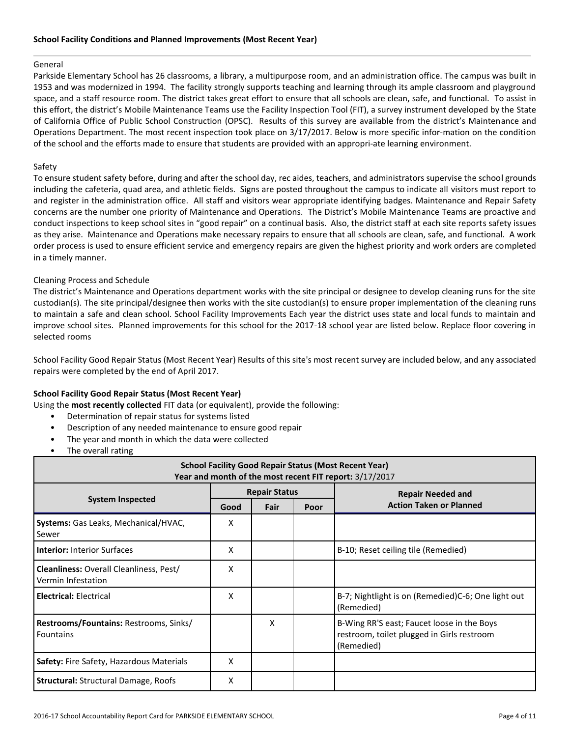### School Facility Conditions and Planned Improvements (Most Recent Year)

General

Parkside Elementary School has 26 classrooms, a library, a multipurpose room, and an administration office. The campus was built in 1953 and was modernized in 1994. The facility strongly supports teaching and learning through its ample classroom and playground space, and a staff resource room. The district takes great effort to ensure that all schools are clean, safe, and functional. To assist in this effort, the district's Mobile Maintenance Teams use the Facility Inspection Tool (FIT), a survey instrument developed by the State of California Office of Public School Construction (OPSC). Results of this survey are available from the district's Maintenance and Operations Department. The most recent inspection took place on 3/17/2017. Below is more specific infor-mation on the condition of the school and the efforts made to ensure that students are provided with an appropri-ate learning environment.

Safety

To ensure student safety before, during and after the school day, rec aides, teachers, and administrators supervise the school grounds including the cafeteria, quad area, and athletic fields. Signs are posted throughout the campus to indicate all visitors must report to and register in the administration office. All staff and visitors wear appropriate identifying badges. Maintenance and Repair Safety concerns are the number one priority of Maintenance and Operations. The District's Mobile Maintenance Teams are proactive and conduct inspections to keep school sites in "good repair" on a continual basis. Also, the district staff at each site reports safety issues as they arise. Maintenance and Operations make necessary repairs to ensure that all schools are clean, safe, and functional. A work order process is used to ensure efficient service and emergency repairs are given the highest priority and work orders are completed in a timely manner.

Cleaning Process and Schedule

The district's Maintenance and Operations department works with the site principal or designee to develop cleaning runs for the site custodian(s). The site principal/designee then works with the site custodian(s) to ensure proper implementation of the cleaning runs to maintain a safe and clean school. School Facility Improvements Each year the district uses state and local funds to maintain and improve school sites. Planned improvements for this school for the 2017-18 school year are listed below. Replace floor covering in selected rooms

School Facility Good Repair Status (Most Recent Year) Results of this site's most recent survey are included below, and any associated repairs were completed by the end of April 2017.

**School Facility Good Repair Status (Most Recent Year)**

Using the **most recently collected** FIT data (or equivalent), provide the following:

- Determination of repair status for systems listed
- Description of any needed maintenance to ensure good repair
- The year and month in which the data were collected
- The overall rating

**School Facility Good Repair Status (Most Recent Year)**
**Year and month of the most recent FIT report:** 3/17/2017

| System Inspected | Repair Status | | | Repair Needed and Action Taken or Planned |
|---|---|---|---|---|
| | Good | Fair | Poor | |
| **Systems:** Gas Leaks, Mechanical/HVAC, Sewer | X | | | |
| **Interior:** Interior Surfaces | X | | | B-10; Reset ceiling tile (Remedied) |
| **Cleanliness:** Overall Cleanliness, Pest/ Vermin Infestation | X | | | |
| **Electrical:** Electrical | X | | | B-7; Nightlight is on (Remedied)C-6; One light out (Remedied) |
| **Restrooms/Fountains:** Restrooms, Sinks/ Fountains | | X | | B-Wing RR'S east; Faucet loose in the Boys restroom, toilet plugged in Girls restroom (Remedied) |
| **Safety:** Fire Safety, Hazardous Materials | X | | | |
| **Structural:** Structural Damage, Roofs | X | | | |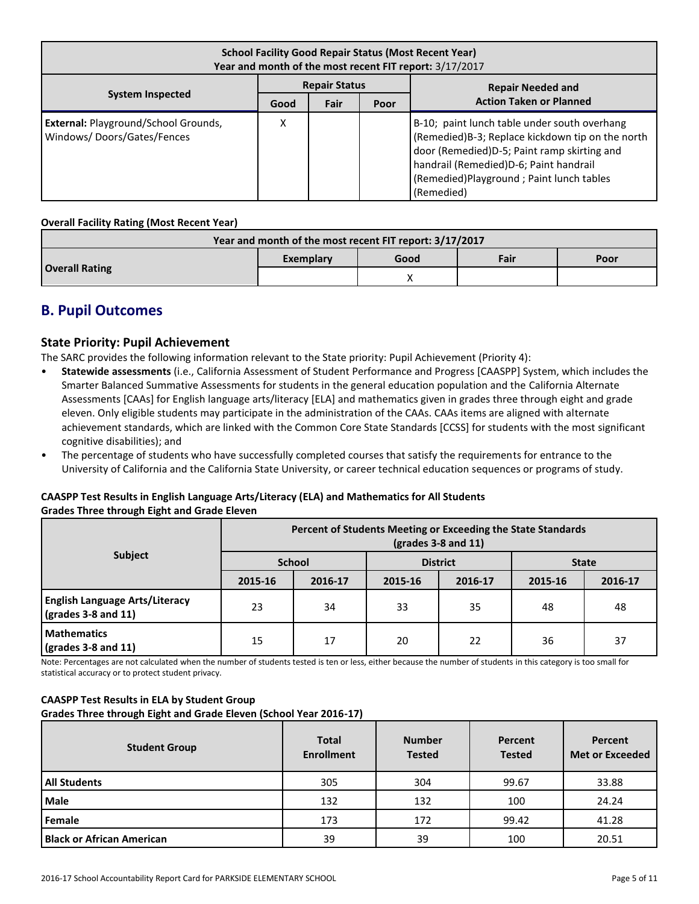| School Facility Good Repair Status (Most Recent Year) Year and month of the most recent FIT report: 3/17/2017 | | | | |
|---|---|---|---|---|
| **System Inspected** | **Repair Status** | | | **Repair Needed and Action Taken or Planned** |
| | **Good** | **Fair** | **Poor** | |
| **External:** Playground/School Grounds, Windows/ Doors/Gates/Fences | X | | | B-10; paint lunch table under south overhang (Remedied)B-3; Replace kickdown tip on the north door (Remedied)D-5; Paint ramp skirting and handrail (Remedied)D-6; Paint handrail (Remedied)Playground ; Paint lunch tables (Remedied) |

**Overall Facility Rating (Most Recent Year)**

| Year and month of the most recent FIT report: 3/17/2017 | | | | |
|---|---|---|---|---|
| **Overall Rating** | **Exemplary** | **Good** | **Fair** | **Poor** |
| | | X | | |

## B. Pupil Outcomes

### State Priority: Pupil Achievement

The SARC provides the following information relevant to the State priority: Pupil Achievement (Priority 4):

- **Statewide assessments** (i.e., California Assessment of Student Performance and Progress [CAASPP] System, which includes the Smarter Balanced Summative Assessments for students in the general education population and the California Alternate Assessments [CAAs] for English language arts/literacy [ELA] and mathematics given in grades three through eight and grade eleven. Only eligible students may participate in the administration of the CAAs. CAAs items are aligned with alternate achievement standards, which are linked with the Common Core State Standards [CCSS] for students with the most significant cognitive disabilities); and
- The percentage of students who have successfully completed courses that satisfy the requirements for entrance to the University of California and the California State University, or career technical education sequences or programs of study.

**CAASPP Test Results in English Language Arts/Literacy (ELA) and Mathematics for All Students**
**Grades Three through Eight and Grade Eleven**

| Subject | Percent of Students Meeting or Exceeding the State Standards (grades 3-8 and 11) | | | | | |
|---|---|---|---|---|---|---|
| | **School** | | **District** | | **State** | |
| | **2015-16** | **2016-17** | **2015-16** | **2016-17** | **2015-16** | **2016-17** |
| **English Language Arts/Literacy (grades 3-8 and 11)** | 23 | 34 | 33 | 35 | 48 | 48 |
| **Mathematics (grades 3-8 and 11)** | 15 | 17 | 20 | 22 | 36 | 37 |

Note: Percentages are not calculated when the number of students tested is ten or less, either because the number of students in this category is too small for statistical accuracy or to protect student privacy.

**CAASPP Test Results in ELA by Student Group**
**Grades Three through Eight and Grade Eleven (School Year 2016-17)**

| Student Group | Total Enrollment | Number Tested | Percent Tested | Percent Met or Exceeded |
|---|---|---|---|---|
| **All Students** | 305 | 304 | 99.67 | 33.88 |
| **Male** | 132 | 132 | 100 | 24.24 |
| **Female** | 173 | 172 | 99.42 | 41.28 |
| **Black or African American** | 39 | 39 | 100 | 20.51 |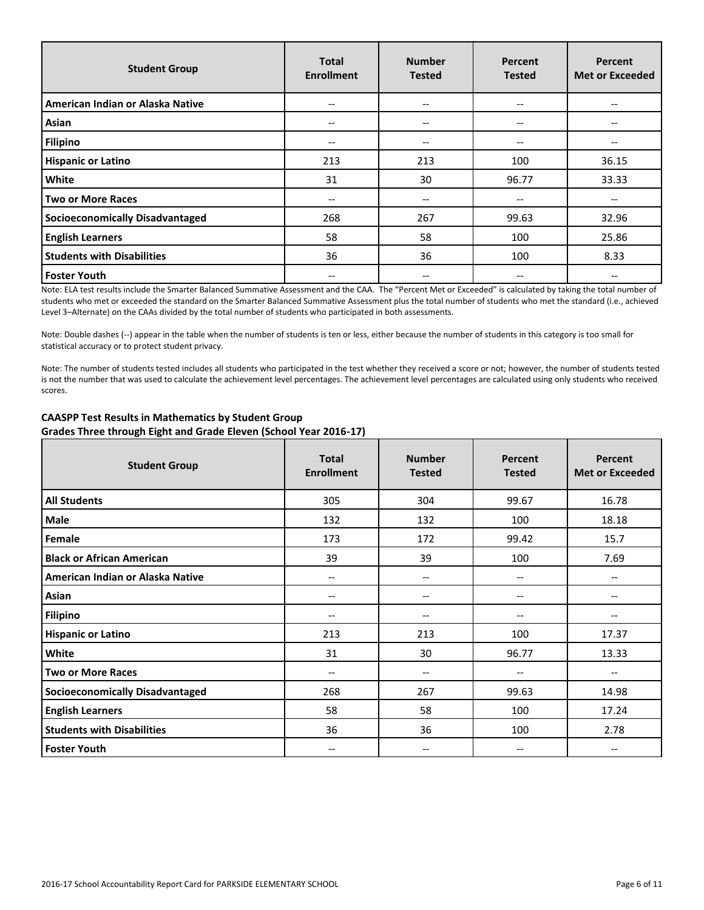| Student Group | Total Enrollment | Number Tested | Percent Tested | Percent Met or Exceeded |
| --- | --- | --- | --- | --- |
| American Indian or Alaska Native | -- | -- | -- | -- |
| Asian | -- | -- | -- | -- |
| Filipino | -- | -- | -- | -- |
| Hispanic or Latino | 213 | 213 | 100 | 36.15 |
| White | 31 | 30 | 96.77 | 33.33 |
| Two or More Races | -- | -- | -- | -- |
| Socioeconomically Disadvantaged | 268 | 267 | 99.63 | 32.96 |
| English Learners | 58 | 58 | 100 | 25.86 |
| Students with Disabilities | 36 | 36 | 100 | 8.33 |
| Foster Youth | -- | -- | -- | -- |

Note: ELA test results include the Smarter Balanced Summative Assessment and the CAA. The "Percent Met or Exceeded" is calculated by taking the total number of students who met or exceeded the standard on the Smarter Balanced Summative Assessment plus the total number of students who met the standard (i.e., achieved Level 3–Alternate) on the CAAs divided by the total number of students who participated in both assessments.

Note: Double dashes (--) appear in the table when the number of students is ten or less, either because the number of students in this category is too small for statistical accuracy or to protect student privacy.

Note: The number of students tested includes all students who participated in the test whether they received a score or not; however, the number of students tested is not the number that was used to calculate the achievement level percentages. The achievement level percentages are calculated using only students who received scores.

**CAASPP Test Results in Mathematics by Student Group**
**Grades Three through Eight and Grade Eleven (School Year 2016-17)**

| Student Group | Total Enrollment | Number Tested | Percent Tested | Percent Met or Exceeded |
| --- | --- | --- | --- | --- |
| All Students | 305 | 304 | 99.67 | 16.78 |
| Male | 132 | 132 | 100 | 18.18 |
| Female | 173 | 172 | 99.42 | 15.7 |
| Black or African American | 39 | 39 | 100 | 7.69 |
| American Indian or Alaska Native | -- | -- | -- | -- |
| Asian | -- | -- | -- | -- |
| Filipino | -- | -- | -- | -- |
| Hispanic or Latino | 213 | 213 | 100 | 17.37 |
| White | 31 | 30 | 96.77 | 13.33 |
| Two or More Races | -- | -- | -- | -- |
| Socioeconomically Disadvantaged | 268 | 267 | 99.63 | 14.98 |
| English Learners | 58 | 58 | 100 | 17.24 |
| Students with Disabilities | 36 | 36 | 100 | 2.78 |
| Foster Youth | -- | -- | -- | -- |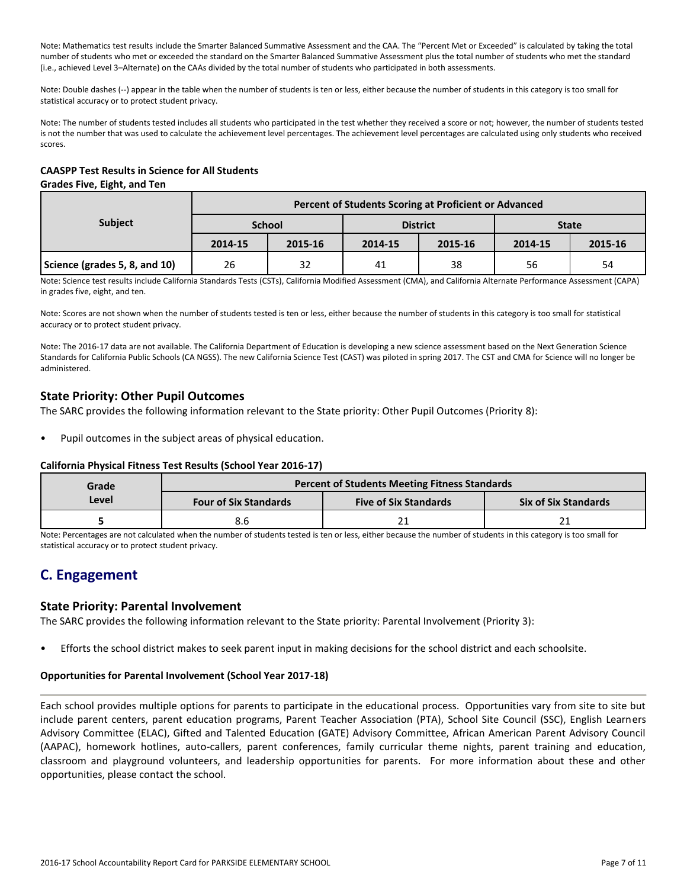Note: Mathematics test results include the Smarter Balanced Summative Assessment and the CAA. The "Percent Met or Exceeded" is calculated by taking the total number of students who met or exceeded the standard on the Smarter Balanced Summative Assessment plus the total number of students who met the standard (i.e., achieved Level 3–Alternate) on the CAAs divided by the total number of students who participated in both assessments.

Note: Double dashes (--) appear in the table when the number of students is ten or less, either because the number of students in this category is too small for statistical accuracy or to protect student privacy.

Note: The number of students tested includes all students who participated in the test whether they received a score or not; however, the number of students tested is not the number that was used to calculate the achievement level percentages. The achievement level percentages are calculated using only students who received scores.

**CAASPP Test Results in Science for All Students**
**Grades Five, Eight, and Ten**

| Subject | Percent of Students Scoring at Proficient or Advanced | | | | | |
|---|---|---|---|---|---|---|
| | School | | District | | State | |
| | 2014-15 | 2015-16 | 2014-15 | 2015-16 | 2014-15 | 2015-16 |
| Science (grades 5, 8, and 10) | 26 | 32 | 41 | 38 | 56 | 54 |

Note: Science test results include California Standards Tests (CSTs), California Modified Assessment (CMA), and California Alternate Performance Assessment (CAPA) in grades five, eight, and ten.

Note: Scores are not shown when the number of students tested is ten or less, either because the number of students in this category is too small for statistical accuracy or to protect student privacy.

Note: The 2016-17 data are not available. The California Department of Education is developing a new science assessment based on the Next Generation Science Standards for California Public Schools (CA NGSS). The new California Science Test (CAST) was piloted in spring 2017. The CST and CMA for Science will no longer be administered.

### State Priority: Other Pupil Outcomes

The SARC provides the following information relevant to the State priority: Other Pupil Outcomes (Priority 8):

- Pupil outcomes in the subject areas of physical education.

**California Physical Fitness Test Results (School Year 2016-17)**

| Grade Level | Percent of Students Meeting Fitness Standards | | |
|---|---|---|---|
| | Four of Six Standards | Five of Six Standards | Six of Six Standards |
| 5 | 8.6 | 21 | 21 |

Note: Percentages are not calculated when the number of students tested is ten or less, either because the number of students in this category is too small for statistical accuracy or to protect student privacy.

## C. Engagement

### State Priority: Parental Involvement

The SARC provides the following information relevant to the State priority: Parental Involvement (Priority 3):

- Efforts the school district makes to seek parent input in making decisions for the school district and each schoolsite.

**Opportunities for Parental Involvement (School Year 2017-18)**

Each school provides multiple options for parents to participate in the educational process. Opportunities vary from site to site but include parent centers, parent education programs, Parent Teacher Association (PTA), School Site Council (SSC), English Learners Advisory Committee (ELAC), Gifted and Talented Education (GATE) Advisory Committee, African American Parent Advisory Council (AAPAC), homework hotlines, auto-callers, parent conferences, family curricular theme nights, parent training and education, classroom and playground volunteers, and leadership opportunities for parents. For more information about these and other opportunities, please contact the school.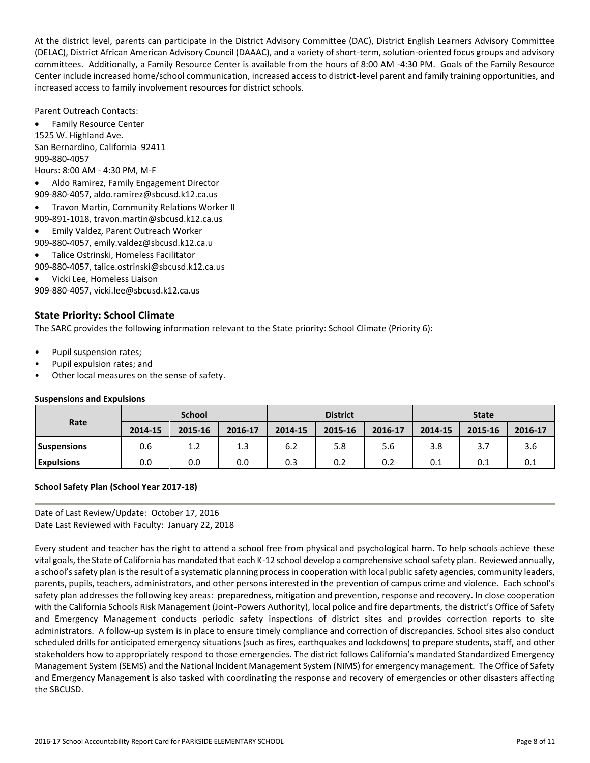At the district level, parents can participate in the District Advisory Committee (DAC), District English Learners Advisory Committee (DELAC), District African American Advisory Council (DAAAC), and a variety of short-term, solution-oriented focus groups and advisory committees. Additionally, a Family Resource Center is available from the hours of 8:00 AM -4:30 PM. Goals of the Family Resource Center include increased home/school communication, increased access to district-level parent and family training opportunities, and increased access to family involvement resources for district schools.

Parent Outreach Contacts:

- Family Resource Center
1525 W. Highland Ave.
San Bernardino, California 92411
909-880-4057
Hours: 8:00 AM - 4:30 PM, M-F
- Aldo Ramirez, Family Engagement Director
909-880-4057, aldo.ramirez@sbcusd.k12.ca.us
- Travon Martin, Community Relations Worker II
909-891-1018, travon.martin@sbcusd.k12.ca.us
- Emily Valdez, Parent Outreach Worker
909-880-4057, emily.valdez@sbcusd.k12.ca.u
- Talice Ostrinski, Homeless Facilitator
909-880-4057, talice.ostrinski@sbcusd.k12.ca.us
- Vicki Lee, Homeless Liaison
909-880-4057, vicki.lee@sbcusd.k12.ca.us

## State Priority: School Climate

The SARC provides the following information relevant to the State priority: School Climate (Priority 6):

- Pupil suspension rates;
- Pupil expulsion rates; and
- Other local measures on the sense of safety.

**Suspensions and Expulsions**

| Rate | School | | | District | | | State | | |
|---|---|---|---|---|---|---|---|---|---|
| | 2014-15 | 2015-16 | 2016-17 | 2014-15 | 2015-16 | 2016-17 | 2014-15 | 2015-16 | 2016-17 |
| **Suspensions** | 0.6 | 1.2 | 1.3 | 6.2 | 5.8 | 5.6 | 3.8 | 3.7 | 3.6 |
| **Expulsions** | 0.0 | 0.0 | 0.0 | 0.3 | 0.2 | 0.2 | 0.1 | 0.1 | 0.1 |

**School Safety Plan (School Year 2017-18)**

Date of Last Review/Update: October 17, 2016
Date Last Reviewed with Faculty: January 22, 2018

Every student and teacher has the right to attend a school free from physical and psychological harm. To help schools achieve these vital goals, the State of California has mandated that each K-12 school develop a comprehensive school safety plan. Reviewed annually, a school's safety plan is the result of a systematic planning process in cooperation with local public safety agencies, community leaders, parents, pupils, teachers, administrators, and other persons interested in the prevention of campus crime and violence. Each school's safety plan addresses the following key areas: preparedness, mitigation and prevention, response and recovery. In close cooperation with the California Schools Risk Management (Joint-Powers Authority), local police and fire departments, the district's Office of Safety and Emergency Management conducts periodic safety inspections of district sites and provides correction reports to site administrators. A follow-up system is in place to ensure timely compliance and correction of discrepancies. School sites also conduct scheduled drills for anticipated emergency situations (such as fires, earthquakes and lockdowns) to prepare students, staff, and other stakeholders how to appropriately respond to those emergencies. The district follows California's mandated Standardized Emergency Management System (SEMS) and the National Incident Management System (NIMS) for emergency management. The Office of Safety and Emergency Management is also tasked with coordinating the response and recovery of emergencies or other disasters affecting the SBCUSD.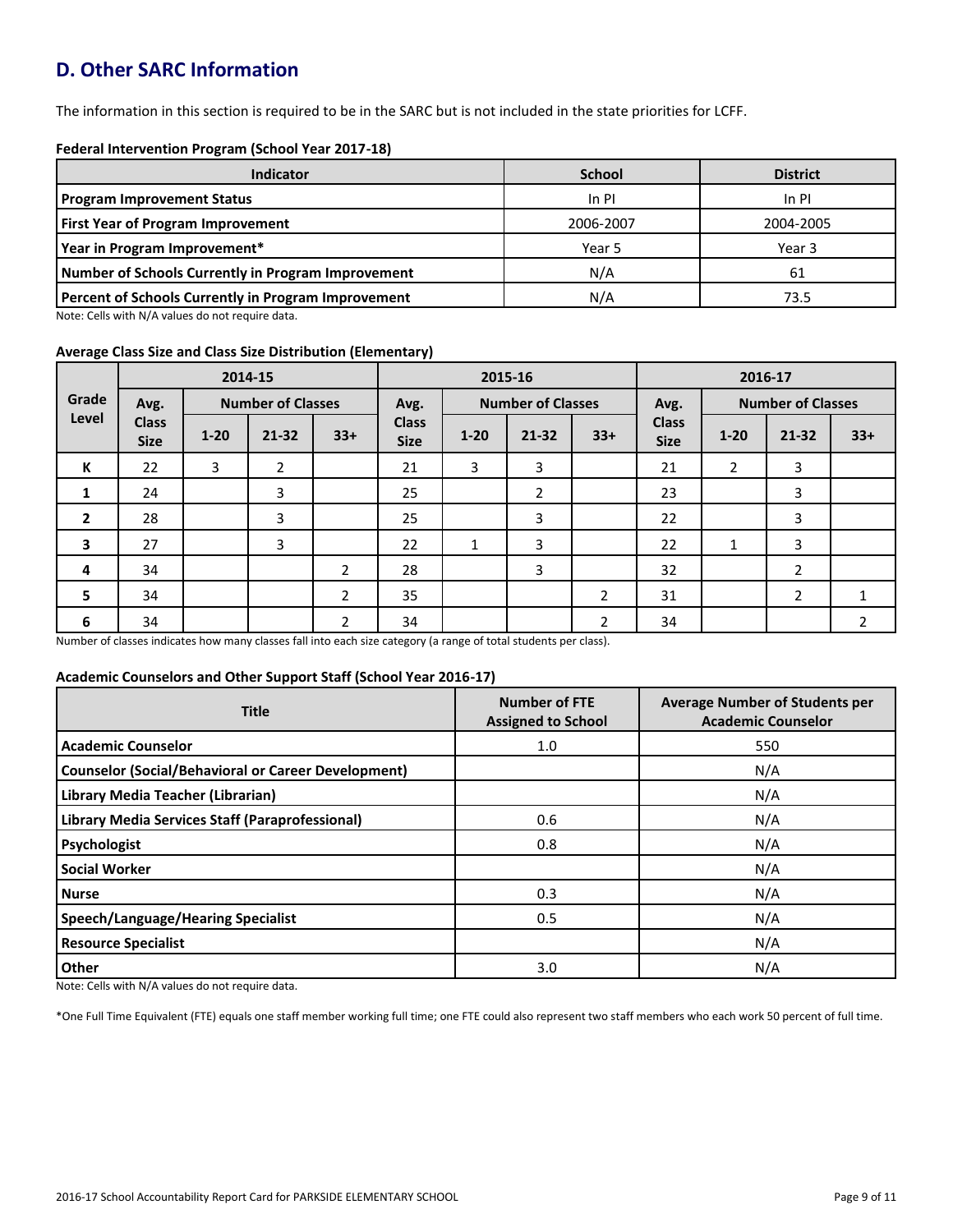## D. Other SARC Information

The information in this section is required to be in the SARC but is not included in the state priorities for LCFF.

**Federal Intervention Program (School Year 2017-18)**

| Indicator | School | District |
|---|---|---|
| Program Improvement Status | In PI | In PI |
| First Year of Program Improvement | 2006-2007 | 2004-2005 |
| Year in Program Improvement* | Year 5 | Year 3 |
| Number of Schools Currently in Program Improvement | N/A | 61 |
| Percent of Schools Currently in Program Improvement | N/A | 73.5 |

Note: Cells with N/A values do not require data.

**Average Class Size and Class Size Distribution (Elementary)**

| Grade Level | 2014-15 | | | | 2015-16 | | | | 2016-17 | | | |
|---|---|---|---|---|---|---|---|---|---|---|---|---|
| | Avg. Class Size | Number of Classes | | | Avg. Class Size | Number of Classes | | | Avg. Class Size | Number of Classes | | |
| | | 1-20 | 21-32 | 33+ | | 1-20 | 21-32 | 33+ | | 1-20 | 21-32 | 33+ |
| K | 22 | 3 | 2 | | 21 | 3 | 3 | | 21 | 2 | 3 | |
| 1 | 24 | | 3 | | 25 | | 2 | | 23 | | 3 | |
| 2 | 28 | | 3 | | 25 | | 3 | | 22 | | 3 | |
| 3 | 27 | | 3 | | 22 | 1 | 3 | | 22 | 1 | 3 | |
| 4 | 34 | | | 2 | 28 | | 3 | | 32 | | 2 | |
| 5 | 34 | | | 2 | 35 | | | 2 | 31 | | 2 | 1 |
| 6 | 34 | | | 2 | 34 | | | 2 | 34 | | | 2 |

Number of classes indicates how many classes fall into each size category (a range of total students per class).

**Academic Counselors and Other Support Staff (School Year 2016-17)**

| Title | Number of FTE Assigned to School | Average Number of Students per Academic Counselor |
|---|---|---|
| Academic Counselor | 1.0 | 550 |
| Counselor (Social/Behavioral or Career Development) | | N/A |
| Library Media Teacher (Librarian) | | N/A |
| Library Media Services Staff (Paraprofessional) | 0.6 | N/A |
| Psychologist | 0.8 | N/A |
| Social Worker | | N/A |
| Nurse | 0.3 | N/A |
| Speech/Language/Hearing Specialist | 0.5 | N/A |
| Resource Specialist | | N/A |
| Other | 3.0 | N/A |

Note: Cells with N/A values do not require data.

*One Full Time Equivalent (FTE) equals one staff member working full time; one FTE could also represent two staff members who each work 50 percent of full time.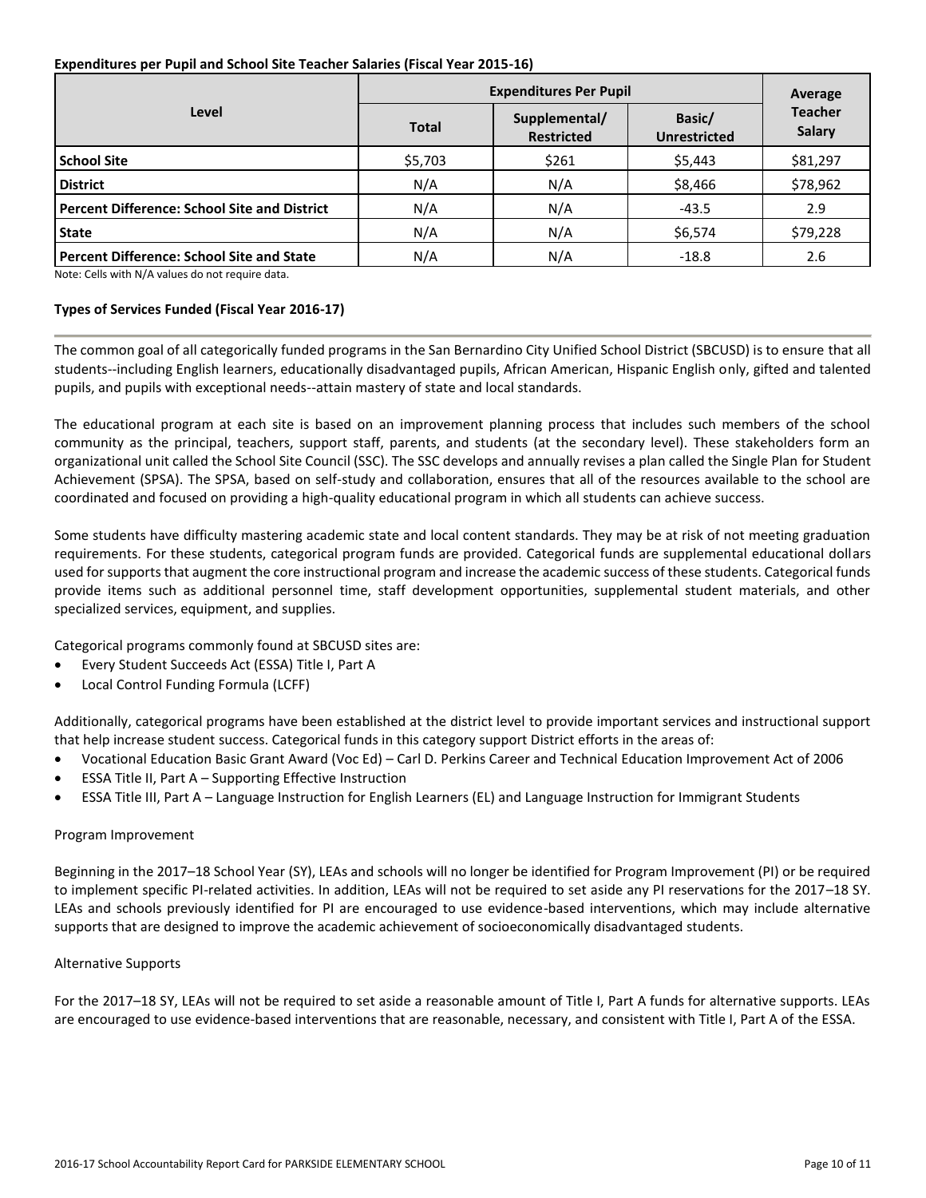**Expenditures per Pupil and School Site Teacher Salaries (Fiscal Year 2015-16)**

| Level | Expenditures Per Pupil | | | Average Teacher Salary |
|---|---|---|---|---|
| | Total | Supplemental/ Restricted | Basic/ Unrestricted | |
| **School Site** | $5,703 | $261 | $5,443 | $81,297 |
| **District** | N/A | N/A | $8,466 | $78,962 |
| **Percent Difference: School Site and District** | N/A | N/A | -43.5 | 2.9 |
| **State** | N/A | N/A | $6,574 | $79,228 |
| **Percent Difference: School Site and State** | N/A | N/A | -18.8 | 2.6 |

Note: Cells with N/A values do not require data.

**Types of Services Funded (Fiscal Year 2016-17)**

The common goal of all categorically funded programs in the San Bernardino City Unified School District (SBCUSD) is to ensure that all students--including English learners, educationally disadvantaged pupils, African American, Hispanic English only, gifted and talented pupils, and pupils with exceptional needs--attain mastery of state and local standards.

The educational program at each site is based on an improvement planning process that includes such members of the school community as the principal, teachers, support staff, parents, and students (at the secondary level). These stakeholders form an organizational unit called the School Site Council (SSC). The SSC develops and annually revises a plan called the Single Plan for Student Achievement (SPSA). The SPSA, based on self-study and collaboration, ensures that all of the resources available to the school are coordinated and focused on providing a high-quality educational program in which all students can achieve success.

Some students have difficulty mastering academic state and local content standards. They may be at risk of not meeting graduation requirements. For these students, categorical program funds are provided. Categorical funds are supplemental educational dollars used for supports that augment the core instructional program and increase the academic success of these students. Categorical funds provide items such as additional personnel time, staff development opportunities, supplemental student materials, and other specialized services, equipment, and supplies.

Categorical programs commonly found at SBCUSD sites are:

- Every Student Succeeds Act (ESSA) Title I, Part A
- Local Control Funding Formula (LCFF)

Additionally, categorical programs have been established at the district level to provide important services and instructional support that help increase student success. Categorical funds in this category support District efforts in the areas of:

- Vocational Education Basic Grant Award (Voc Ed) – Carl D. Perkins Career and Technical Education Improvement Act of 2006
- ESSA Title II, Part A – Supporting Effective Instruction
- ESSA Title III, Part A – Language Instruction for English Learners (EL) and Language Instruction for Immigrant Students

Program Improvement

Beginning in the 2017–18 School Year (SY), LEAs and schools will no longer be identified for Program Improvement (PI) or be required to implement specific PI-related activities. In addition, LEAs will not be required to set aside any PI reservations for the 2017–18 SY. LEAs and schools previously identified for PI are encouraged to use evidence-based interventions, which may include alternative supports that are designed to improve the academic achievement of socioeconomically disadvantaged students.

Alternative Supports

For the 2017–18 SY, LEAs will not be required to set aside a reasonable amount of Title I, Part A funds for alternative supports. LEAs are encouraged to use evidence-based interventions that are reasonable, necessary, and consistent with Title I, Part A of the ESSA.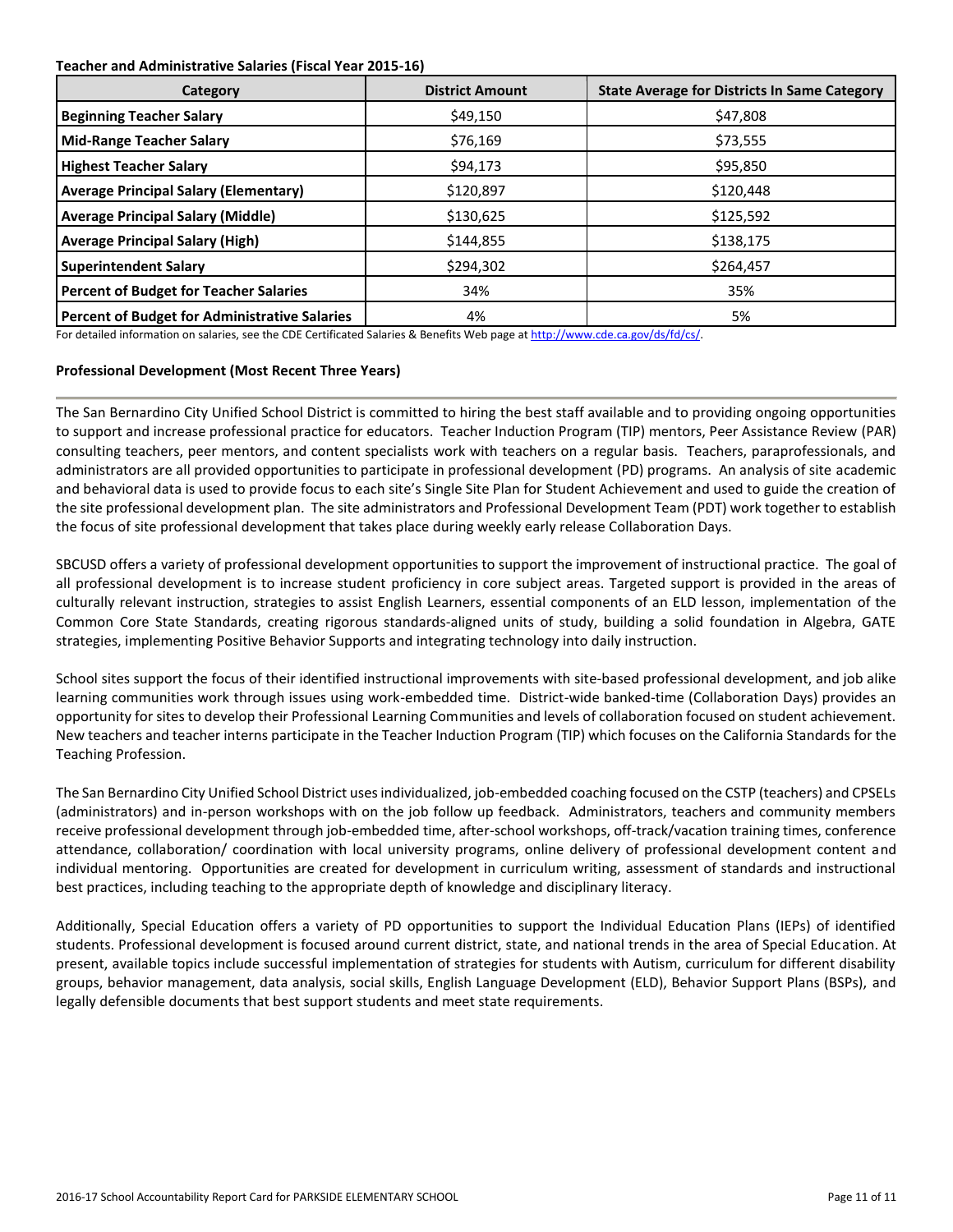**Teacher and Administrative Salaries (Fiscal Year 2015-16)**

| Category | District Amount | State Average for Districts In Same Category |
|---|---|---|
| **Beginning Teacher Salary** | $49,150 | $47,808 |
| **Mid-Range Teacher Salary** | $76,169 | $73,555 |
| **Highest Teacher Salary** | $94,173 | $95,850 |
| **Average Principal Salary (Elementary)** | $120,897 | $120,448 |
| **Average Principal Salary (Middle)** | $130,625 | $125,592 |
| **Average Principal Salary (High)** | $144,855 | $138,175 |
| **Superintendent Salary** | $294,302 | $264,457 |
| **Percent of Budget for Teacher Salaries** | 34% | 35% |
| **Percent of Budget for Administrative Salaries** | 4% | 5% |

For detailed information on salaries, see the CDE Certificated Salaries & Benefits Web page at http://www.cde.ca.gov/ds/fd/cs/.

**Professional Development (Most Recent Three Years)**

The San Bernardino City Unified School District is committed to hiring the best staff available and to providing ongoing opportunities to support and increase professional practice for educators. Teacher Induction Program (TIP) mentors, Peer Assistance Review (PAR) consulting teachers, peer mentors, and content specialists work with teachers on a regular basis. Teachers, paraprofessionals, and administrators are all provided opportunities to participate in professional development (PD) programs. An analysis of site academic and behavioral data is used to provide focus to each site's Single Site Plan for Student Achievement and used to guide the creation of the site professional development plan. The site administrators and Professional Development Team (PDT) work together to establish the focus of site professional development that takes place during weekly early release Collaboration Days.

SBCUSD offers a variety of professional development opportunities to support the improvement of instructional practice. The goal of all professional development is to increase student proficiency in core subject areas. Targeted support is provided in the areas of culturally relevant instruction, strategies to assist English Learners, essential components of an ELD lesson, implementation of the Common Core State Standards, creating rigorous standards-aligned units of study, building a solid foundation in Algebra, GATE strategies, implementing Positive Behavior Supports and integrating technology into daily instruction.

School sites support the focus of their identified instructional improvements with site-based professional development, and job alike learning communities work through issues using work-embedded time. District-wide banked-time (Collaboration Days) provides an opportunity for sites to develop their Professional Learning Communities and levels of collaboration focused on student achievement. New teachers and teacher interns participate in the Teacher Induction Program (TIP) which focuses on the California Standards for the Teaching Profession.

The San Bernardino City Unified School District uses individualized, job-embedded coaching focused on the CSTP (teachers) and CPSELs (administrators) and in-person workshops with on the job follow up feedback. Administrators, teachers and community members receive professional development through job-embedded time, after-school workshops, off-track/vacation training times, conference attendance, collaboration/ coordination with local university programs, online delivery of professional development content and individual mentoring. Opportunities are created for development in curriculum writing, assessment of standards and instructional best practices, including teaching to the appropriate depth of knowledge and disciplinary literacy.

Additionally, Special Education offers a variety of PD opportunities to support the Individual Education Plans (IEPs) of identified students. Professional development is focused around current district, state, and national trends in the area of Special Education. At present, available topics include successful implementation of strategies for students with Autism, curriculum for different disability groups, behavior management, data analysis, social skills, English Language Development (ELD), Behavior Support Plans (BSPs), and legally defensible documents that best support students and meet state requirements.